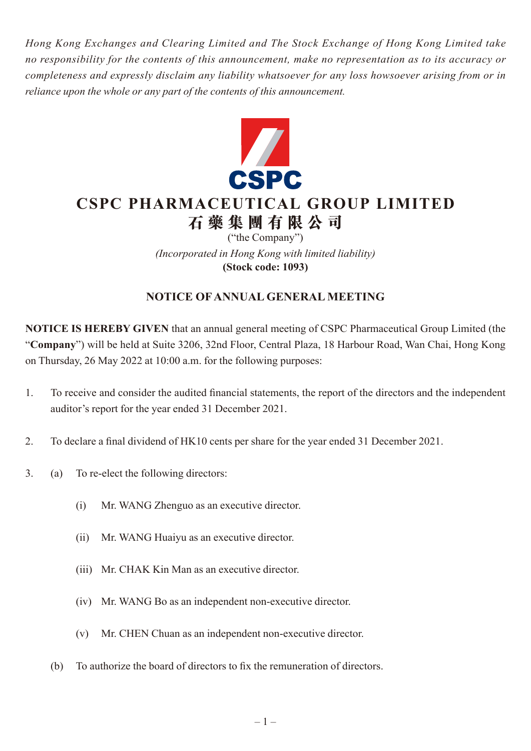*Hong Kong Exchanges and Clearing Limited and The Stock Exchange of Hong Kong Limited take no responsibility for the contents of this announcement, make no representation as to its accuracy or completeness and expressly disclaim any liability whatsoever for any loss howsoever arising from or in reliance upon the whole or any part of the contents of this announcement.*

# CSPC PHARMACEUTICAL GROUP LIMITED
# 石藥集團有限公司

("the Company")

*(Incorporated in Hong Kong with limited liability)*

**(Stock code: 1093)**

## NOTICE OF ANNUAL GENERAL MEETING

**NOTICE IS HEREBY GIVEN** that an annual general meeting of CSPC Pharmaceutical Group Limited (the "**Company**") will be held at Suite 3206, 32nd Floor, Central Plaza, 18 Harbour Road, Wan Chai, Hong Kong on Thursday, 26 May 2022 at 10:00 a.m. for the following purposes:

1. To receive and consider the audited financial statements, the report of the directors and the independent auditor's report for the year ended 31 December 2021.

2. To declare a final dividend of HK10 cents per share for the year ended 31 December 2021.

3. (a) To re-elect the following directors:

   (i) Mr. WANG Zhenguo as an executive director.

   (ii) Mr. WANG Huaiyu as an executive director.

   (iii) Mr. CHAK Kin Man as an executive director.

   (iv) Mr. WANG Bo as an independent non-executive director.

   (v) Mr. CHEN Chuan as an independent non-executive director.

   (b) To authorize the board of directors to fix the remuneration of directors.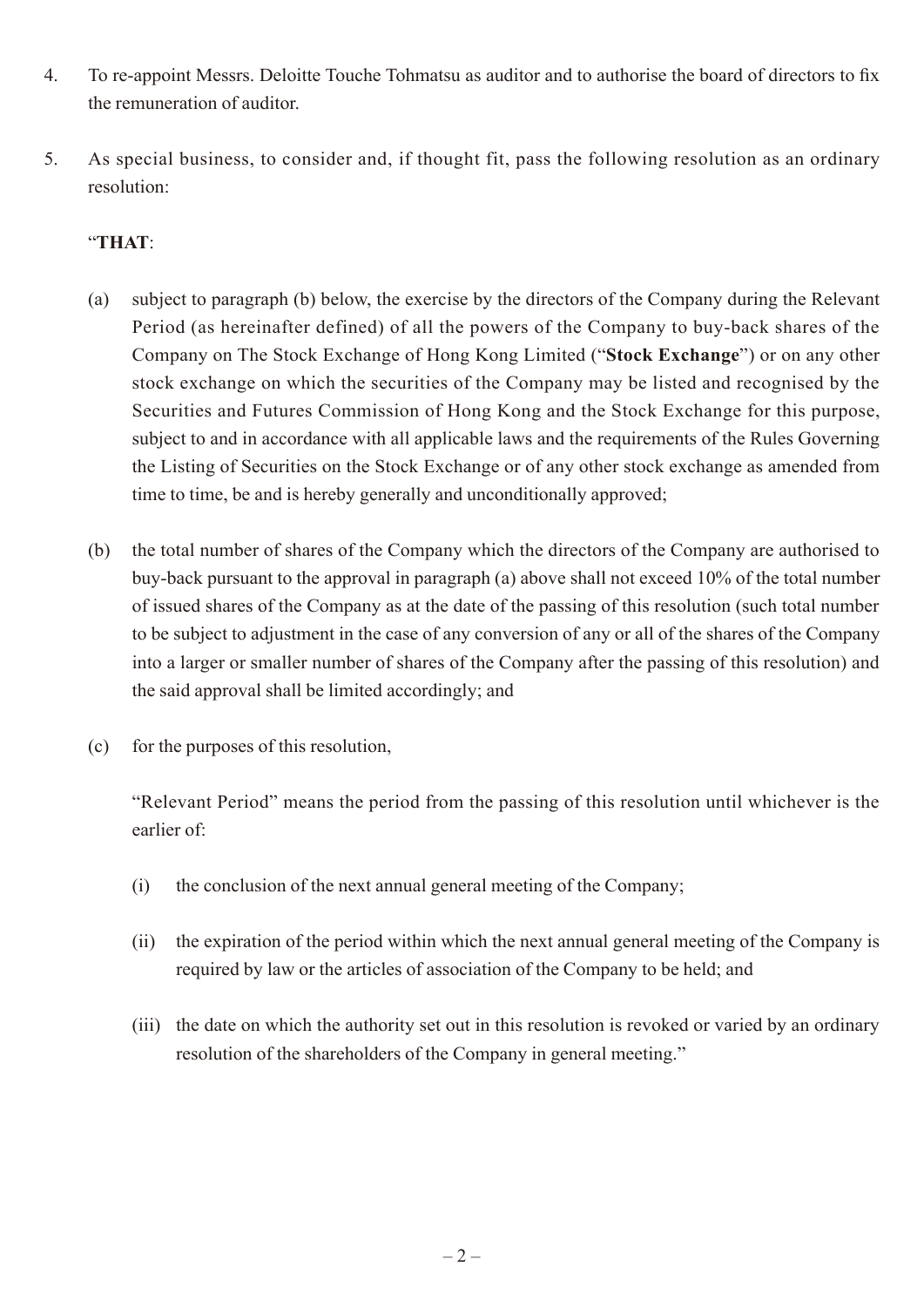4. To re-appoint Messrs. Deloitte Touche Tohmatsu as auditor and to authorise the board of directors to fix the remuneration of auditor.

5. As special business, to consider and, if thought fit, pass the following resolution as an ordinary resolution:

   "**THAT**:

   (a) subject to paragraph (b) below, the exercise by the directors of the Company during the Relevant Period (as hereinafter defined) of all the powers of the Company to buy-back shares of the Company on The Stock Exchange of Hong Kong Limited ("**Stock Exchange**") or on any other stock exchange on which the securities of the Company may be listed and recognised by the Securities and Futures Commission of Hong Kong and the Stock Exchange for this purpose, subject to and in accordance with all applicable laws and the requirements of the Rules Governing the Listing of Securities on the Stock Exchange or of any other stock exchange as amended from time to time, be and is hereby generally and unconditionally approved;

   (b) the total number of shares of the Company which the directors of the Company are authorised to buy-back pursuant to the approval in paragraph (a) above shall not exceed 10% of the total number of issued shares of the Company as at the date of the passing of this resolution (such total number to be subject to adjustment in the case of any conversion of any or all of the shares of the Company into a larger or smaller number of shares of the Company after the passing of this resolution) and the said approval shall be limited accordingly; and

   (c) for the purposes of this resolution,

   "Relevant Period" means the period from the passing of this resolution until whichever is the earlier of:

   (i) the conclusion of the next annual general meeting of the Company;

   (ii) the expiration of the period within which the next annual general meeting of the Company is required by law or the articles of association of the Company to be held; and

   (iii) the date on which the authority set out in this resolution is revoked or varied by an ordinary resolution of the shareholders of the Company in general meeting."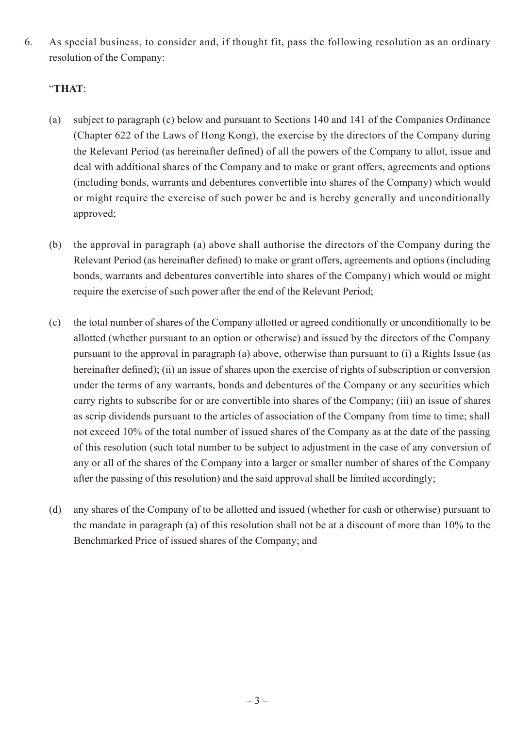6. As special business, to consider and, if thought fit, pass the following resolution as an ordinary resolution of the Company:

   "**THAT**:

   (a) subject to paragraph (c) below and pursuant to Sections 140 and 141 of the Companies Ordinance (Chapter 622 of the Laws of Hong Kong), the exercise by the directors of the Company during the Relevant Period (as hereinafter defined) of all the powers of the Company to allot, issue and deal with additional shares of the Company and to make or grant offers, agreements and options (including bonds, warrants and debentures convertible into shares of the Company) which would or might require the exercise of such power be and is hereby generally and unconditionally approved;

   (b) the approval in paragraph (a) above shall authorise the directors of the Company during the Relevant Period (as hereinafter defined) to make or grant offers, agreements and options (including bonds, warrants and debentures convertible into shares of the Company) which would or might require the exercise of such power after the end of the Relevant Period;

   (c) the total number of shares of the Company allotted or agreed conditionally or unconditionally to be allotted (whether pursuant to an option or otherwise) and issued by the directors of the Company pursuant to the approval in paragraph (a) above, otherwise than pursuant to (i) a Rights Issue (as hereinafter defined); (ii) an issue of shares upon the exercise of rights of subscription or conversion under the terms of any warrants, bonds and debentures of the Company or any securities which carry rights to subscribe for or are convertible into shares of the Company; (iii) an issue of shares as scrip dividends pursuant to the articles of association of the Company from time to time; shall not exceed 10% of the total number of issued shares of the Company as at the date of the passing of this resolution (such total number to be subject to adjustment in the case of any conversion of any or all of the shares of the Company into a larger or smaller number of shares of the Company after the passing of this resolution) and the said approval shall be limited accordingly;

   (d) any shares of the Company of to be allotted and issued (whether for cash or otherwise) pursuant to the mandate in paragraph (a) of this resolution shall not be at a discount of more than 10% to the Benchmarked Price of issued shares of the Company; and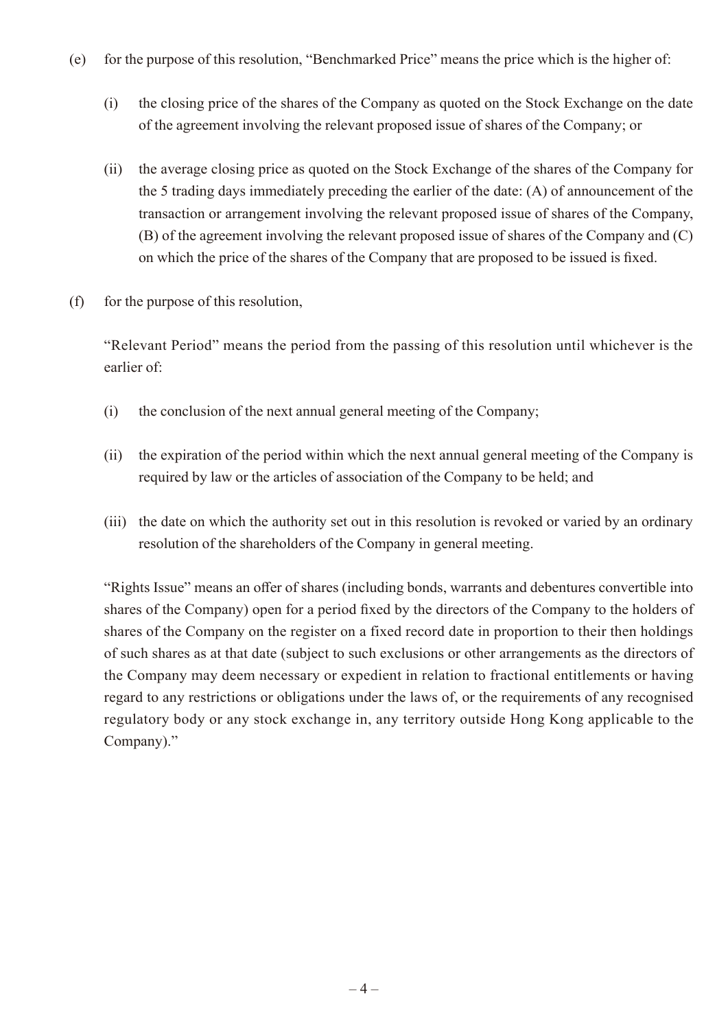(e) for the purpose of this resolution, "Benchmarked Price" means the price which is the higher of:

  (i) the closing price of the shares of the Company as quoted on the Stock Exchange on the date of the agreement involving the relevant proposed issue of shares of the Company; or

  (ii) the average closing price as quoted on the Stock Exchange of the shares of the Company for the 5 trading days immediately preceding the earlier of the date: (A) of announcement of the transaction or arrangement involving the relevant proposed issue of shares of the Company, (B) of the agreement involving the relevant proposed issue of shares of the Company and (C) on which the price of the shares of the Company that are proposed to be issued is fixed.

(f) for the purpose of this resolution,

"Relevant Period" means the period from the passing of this resolution until whichever is the earlier of:

  (i) the conclusion of the next annual general meeting of the Company;

  (ii) the expiration of the period within which the next annual general meeting of the Company is required by law or the articles of association of the Company to be held; and

  (iii) the date on which the authority set out in this resolution is revoked or varied by an ordinary resolution of the shareholders of the Company in general meeting.

"Rights Issue" means an offer of shares (including bonds, warrants and debentures convertible into shares of the Company) open for a period fixed by the directors of the Company to the holders of shares of the Company on the register on a fixed record date in proportion to their then holdings of such shares as at that date (subject to such exclusions or other arrangements as the directors of the Company may deem necessary or expedient in relation to fractional entitlements or having regard to any restrictions or obligations under the laws of, or the requirements of any recognised regulatory body or any stock exchange in, any territory outside Hong Kong applicable to the Company)."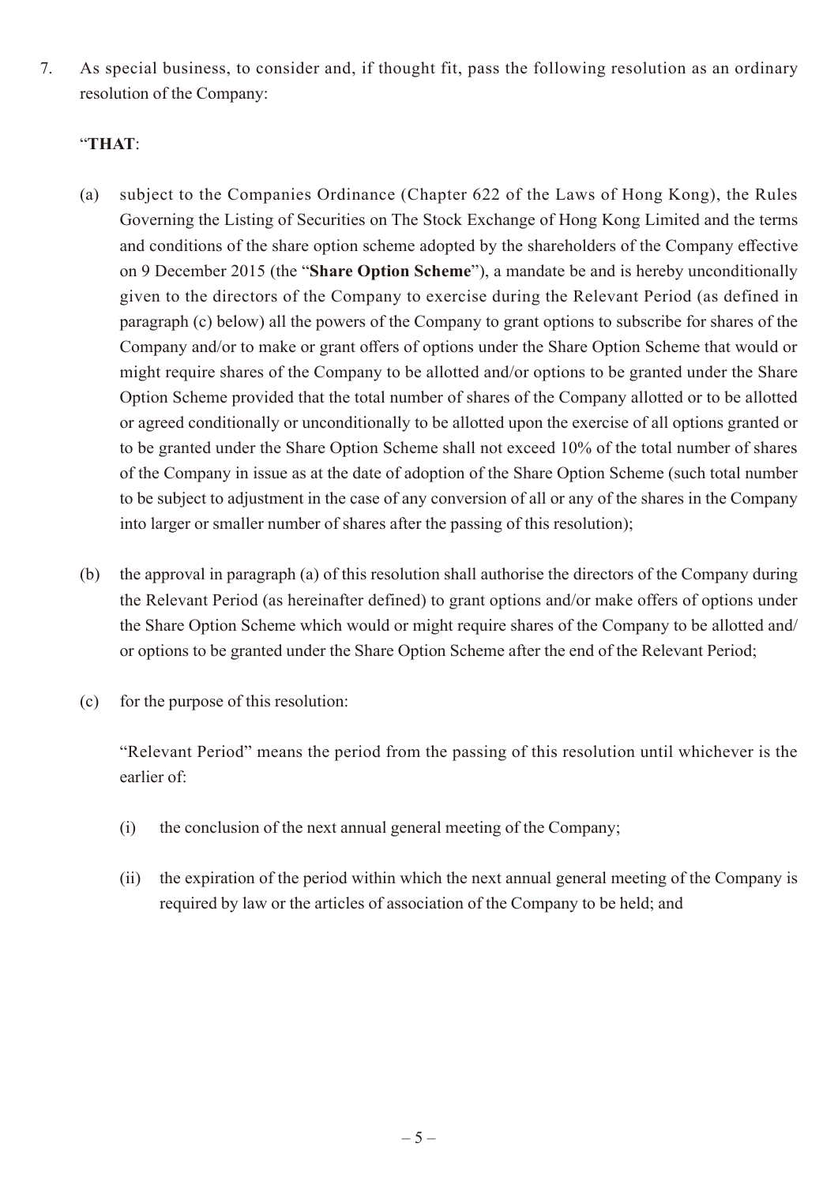7. As special business, to consider and, if thought fit, pass the following resolution as an ordinary resolution of the Company:

   "**THAT**:

   (a) subject to the Companies Ordinance (Chapter 622 of the Laws of Hong Kong), the Rules Governing the Listing of Securities on The Stock Exchange of Hong Kong Limited and the terms and conditions of the share option scheme adopted by the shareholders of the Company effective on 9 December 2015 (the "**Share Option Scheme**"), a mandate be and is hereby unconditionally given to the directors of the Company to exercise during the Relevant Period (as defined in paragraph (c) below) all the powers of the Company to grant options to subscribe for shares of the Company and/or to make or grant offers of options under the Share Option Scheme that would or might require shares of the Company to be allotted and/or options to be granted under the Share Option Scheme provided that the total number of shares of the Company allotted or to be allotted or agreed conditionally or unconditionally to be allotted upon the exercise of all options granted or to be granted under the Share Option Scheme shall not exceed 10% of the total number of shares of the Company in issue as at the date of adoption of the Share Option Scheme (such total number to be subject to adjustment in the case of any conversion of all or any of the shares in the Company into larger or smaller number of shares after the passing of this resolution);

   (b) the approval in paragraph (a) of this resolution shall authorise the directors of the Company during the Relevant Period (as hereinafter defined) to grant options and/or make offers of options under the Share Option Scheme which would or might require shares of the Company to be allotted and/or options to be granted under the Share Option Scheme after the end of the Relevant Period;

   (c) for the purpose of this resolution:

      "Relevant Period" means the period from the passing of this resolution until whichever is the earlier of:

      (i) the conclusion of the next annual general meeting of the Company;

      (ii) the expiration of the period within which the next annual general meeting of the Company is required by law or the articles of association of the Company to be held; and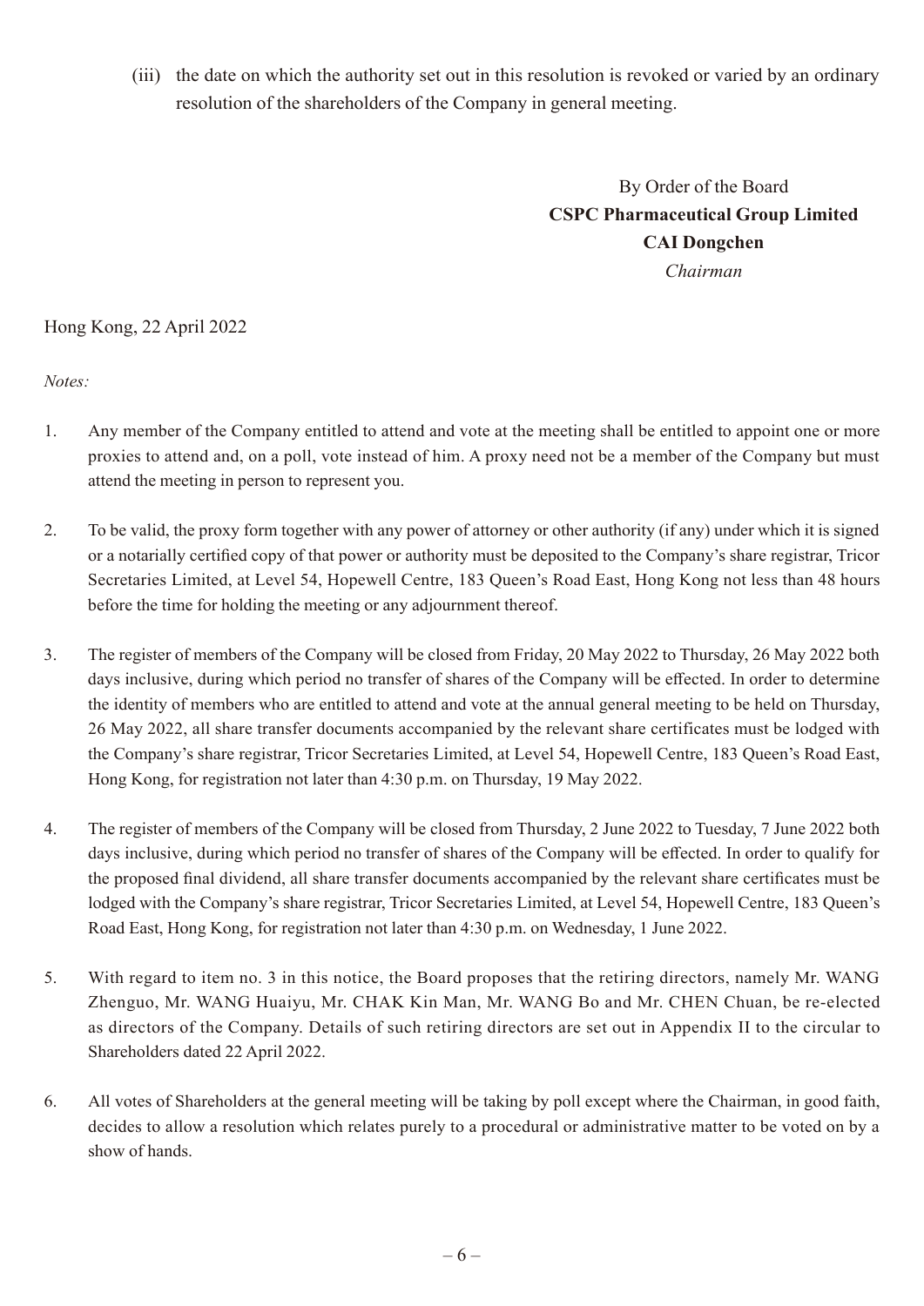(iii) the date on which the authority set out in this resolution is revoked or varied by an ordinary resolution of the shareholders of the Company in general meeting.

By Order of the Board
**CSPC Pharmaceutical Group Limited**
**CAI Dongchen**
*Chairman*

Hong Kong, 22 April 2022

*Notes:*

1. Any member of the Company entitled to attend and vote at the meeting shall be entitled to appoint one or more proxies to attend and, on a poll, vote instead of him. A proxy need not be a member of the Company but must attend the meeting in person to represent you.

2. To be valid, the proxy form together with any power of attorney or other authority (if any) under which it is signed or a notarially certified copy of that power or authority must be deposited to the Company's share registrar, Tricor Secretaries Limited, at Level 54, Hopewell Centre, 183 Queen's Road East, Hong Kong not less than 48 hours before the time for holding the meeting or any adjournment thereof.

3. The register of members of the Company will be closed from Friday, 20 May 2022 to Thursday, 26 May 2022 both days inclusive, during which period no transfer of shares of the Company will be effected. In order to determine the identity of members who are entitled to attend and vote at the annual general meeting to be held on Thursday, 26 May 2022, all share transfer documents accompanied by the relevant share certificates must be lodged with the Company's share registrar, Tricor Secretaries Limited, at Level 54, Hopewell Centre, 183 Queen's Road East, Hong Kong, for registration not later than 4:30 p.m. on Thursday, 19 May 2022.

4. The register of members of the Company will be closed from Thursday, 2 June 2022 to Tuesday, 7 June 2022 both days inclusive, during which period no transfer of shares of the Company will be effected. In order to qualify for the proposed final dividend, all share transfer documents accompanied by the relevant share certificates must be lodged with the Company's share registrar, Tricor Secretaries Limited, at Level 54, Hopewell Centre, 183 Queen's Road East, Hong Kong, for registration not later than 4:30 p.m. on Wednesday, 1 June 2022.

5. With regard to item no. 3 in this notice, the Board proposes that the retiring directors, namely Mr. WANG Zhenguo, Mr. WANG Huaiyu, Mr. CHAK Kin Man, Mr. WANG Bo and Mr. CHEN Chuan, be re-elected as directors of the Company. Details of such retiring directors are set out in Appendix II to the circular to Shareholders dated 22 April 2022.

6. All votes of Shareholders at the general meeting will be taking by poll except where the Chairman, in good faith, decides to allow a resolution which relates purely to a procedural or administrative matter to be voted on by a show of hands.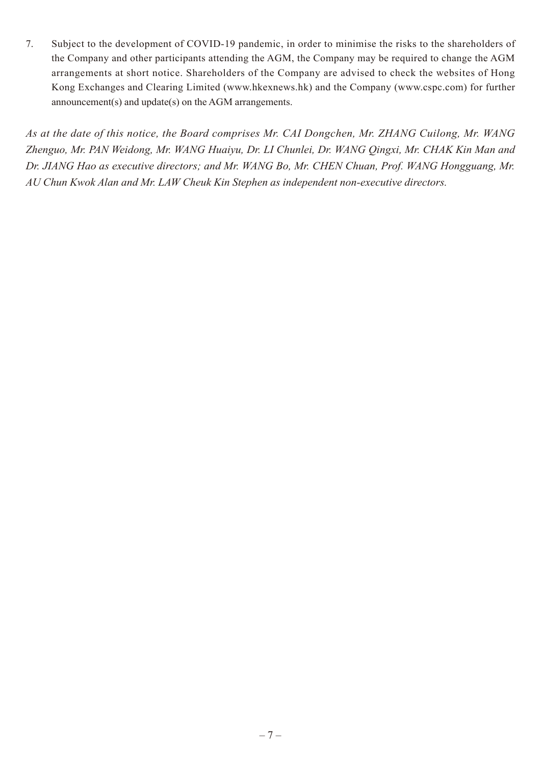7. Subject to the development of COVID-19 pandemic, in order to minimise the risks to the shareholders of the Company and other participants attending the AGM, the Company may be required to change the AGM arrangements at short notice. Shareholders of the Company are advised to check the websites of Hong Kong Exchanges and Clearing Limited (www.hkexnews.hk) and the Company (www.cspc.com) for further announcement(s) and update(s) on the AGM arrangements.

*As at the date of this notice, the Board comprises Mr. CAI Dongchen, Mr. ZHANG Cuilong, Mr. WANG Zhenguo, Mr. PAN Weidong, Mr. WANG Huaiyu, Dr. LI Chunlei, Dr. WANG Qingxi, Mr. CHAK Kin Man and Dr. JIANG Hao as executive directors; and Mr. WANG Bo, Mr. CHEN Chuan, Prof. WANG Hongguang, Mr. AU Chun Kwok Alan and Mr. LAW Cheuk Kin Stephen as independent non-executive directors.*